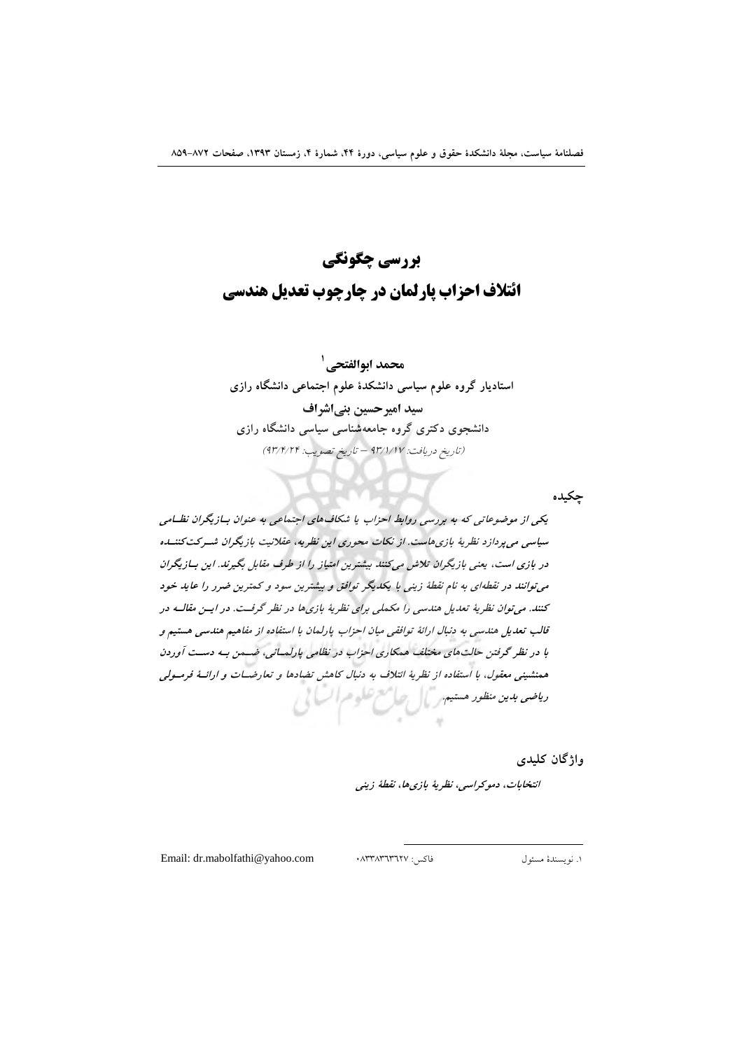# بررسی چگونگی
# ائتلاف احزاب پارلمان در چارچوب تعدیل هندسی

**محمد ابوالفتحی[1]**

**استادیار گروه علوم سیاسی دانشکدهٔ علوم اجتماعی دانشگاه رازی**

**سید امیرحسین بنی‌اشراف**

**دانشجوی دکتری گروه جامعه‌شناسی سیاسی دانشگاه رازی**

*(تاریخ دریافت: ۹۳/۱/۱۷ – تاریخ تصویب: ۹۳/۴/۲۴)*

## چکیده

***یکی از موضوعاتی که به بررسی روابط احزاب یا شکاف‌های اجتماعی به عنوان بازیگران نظامی سیاسی می‌پردازد نظریهٔ بازی‌هاست. از نکات محوری این نظریه، عقلانیت بازیگران شرکت‌کننده در بازی است، یعنی بازیگران تلاش می‌کنند بیشترین امتیاز را از طرف مقابل بگیرند. این بازیگران می‌توانند در نقطه‌ای به نام نقطهٔ زینی با یکدیگر توافق و بیشترین سود و کمترین ضرر را عاید خود کنند. می‌توان نظریهٔ تعدیل هندسی را مکملی برای نظریهٔ بازی‌ها در نظر گرفت. در این مقاله در قالب تعدیل هندسی به دنبال ارائهٔ توافقی میان احزاب پارلمان با استفاده از مفاهیم هندسی هستیم و با در نظر گرفتن حالت‌های مختلف همکاری احزاب در نظامی پارلمانی، ضمن به دست آوردن همنشینی معقول، با استفاده از نظریهٔ ائتلاف به دنبال کاهش تضادها و تعارضات و ارائهٔ فرمولی ریاضی بدین منظور هستیم.***

## واژگان کلیدی

***انتخابات، دموکراسی، نظریهٔ بازی‌ها، نقطهٔ زینی***

---

[1] نویسندهٔ مسئول — فاکس: ۰۸۳۳۸۳۶۳۶۲۷ — Email: dr.mabolfathi@yahoo.com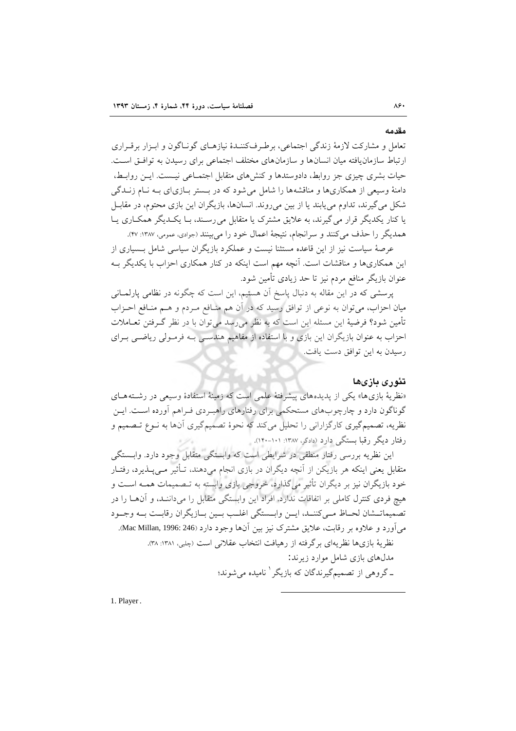## مقدمه

تعامل و مشارکت لازمهٔ زندگی اجتماعی، برطرف‌کنندهٔ نیازهای گوناگون و ابزار برقراری ارتباط سازمان‌یافته میان انسان‌ها و سازمان‌های مختلف اجتماعی برای رسیدن به توافق است. حیات بشری چیزی جز روابط، دادوستدها و کنش‌های متقابل اجتماعی نیست. این روابط، دامنهٔ وسیعی از همکاری‌ها و مناقشه‌ها را شامل می‌شود که در بستر بازی‌ای به نام زندگی شکل می‌گیرند، تداوم می‌یابند یا از بین می‌روند. انسان‌ها، بازیگران این بازی محتوم، در مقابل یا کنار یکدیگر قرار می‌گیرند، به علایق مشترک یا متقابل می‌رسند، با یکدیگر همکاری یا همدیگر را حذف می‌کنند و سرانجام، نتیجهٔ اعمال خود را می‌بینند (جوادی، عمومی، ۱۳۸۷: ۴۷).

عرصهٔ سیاست نیز از این قاعده مستثنا نیست و عملکرد بازیگران سیاسی شامل بسیاری از این همکاری‌ها و مناقشات است. آنچه مهم است اینکه در کنار همکاری احزاب با یکدیگر به عنوان بازیگر منافع مردم نیز تا حد زیادی تأمین شود.

پرسشی که در این مقاله به دنبال پاسخ آن هستیم، این است که چگونه در نظامی پارلمانی میان احزاب، می‌توان به نوعی از توافق رسید که در آن هم منافع مردم و هم منافع احزاب تأمین شود؟ فرضیهٔ این مسئله این است که به نظر می‌رسد می‌توان با در نظر گرفتن تعاملات احزاب به عنوان بازیگران این بازی و با استفاده از مفاهیم هندسی به فرمولی ریاضی برای رسیدن به این توافق دست یافت.

## تئوری بازی‌ها

«نظریهٔ بازی‌ها» یکی از پدیده‌های پیشرفتهٔ علمی است که زمینهٔ استفادهٔ وسیعی در رشته‌های گوناگون دارد و چارچوب‌های مستحکمی برای رفتارهای راهبردی فراهم آورده است. این نظریه، تصمیم‌گیری کارگزارانی را تحلیل می‌کند که نحوهٔ تصمیم‌گیری آن‌ها به نوع تصمیم و رفتار دیگر رقبا بستگی دارد (دادگر، ۱۳۸۷: ۱۰۱-۱۴۰).

این نظریه بررسی رفتار منطقی در شرایطی است که وابستگی متقابل وجود دارد. وابستگی متقابل یعنی اینکه هر بازیکن از آنچه دیگران در بازی انجام می‌دهند، تأثیر می‌پذیرد، رفتار خود بازیگران نیز بر دیگران تأثیر می‌گذارد، خروجی بازی وابسته به تصمیمات همه است و هیچ فردی کنترل کاملی بر اتفاقات ندارد. افراد این وابستگی متقابل را می‌دانند، و آن‌ها را در تصمیماتشان لحاظ می‌کنند، این وابستگی اغلب بین بازیگران رقابت به وجود می‌آورد و علاوه بر رقابت، علایق مشترک نیز بین آن‌ها وجود دارد (Mac Millan, 1996: 246).

نظریهٔ بازی‌ها نظریه‌ای برگرفته از رهیافت انتخاب عقلانی است (چلبی، ۱۳۸۱: ۳۸).

مدل‌های بازی شامل موارد زیرند:

- گروهی از تصمیم‌گیرندگان که بازیگر[1] نامیده می‌شوند؛

---

1. Player.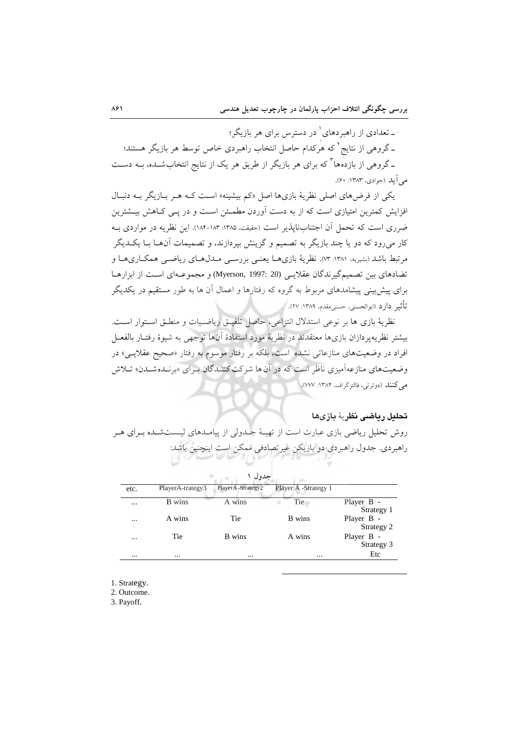ـ تعدادی از راهبردهای[1] در دسترس برای هر بازیگر؛

ـ گروهی از نتایج[2] که هرکدام حاصل انتخاب راهبردی خاص توسط هر بازیگر هستند؛

ـ گروهی از بازده‌ها[3] که برای هر بازیگر از طریق هر یک از نتایج انتخاب‌شده، به دست می‌آید (جوادی، ۱۳۸۳: ۶۰).

یکی از فرض‌های اصلی نظریهٔ بازی‌ها اصل «کم بیشینه» است که هر بازیگر به دنبال افزایش کمترین امتیازی است که از به دست آوردن مطمئن است و در پی کاهش بیشترین ضرری است که تحمل آن اجتناب‌ناپذیر است (حقیقت، ۱۳۸۵: ۱۸۳-۱۸۴). این نظریه در مواردی به کار می‌رود که دو یا چند بازیگر به تصمیم و گزینش بپردازند، و تصمیمات آن‌ها با یکدیگر مرتبط باشد (بشیریه، ۱۳۸۱: ۷۳). نظریهٔ بازی‌ها یعنی بررسی مدل‌های ریاضی همکاری‌ها و تضادهای بین تصمیم‌گیرندگان عقلایی (Myerson, 1997: 20) و مجموعه‌ای است از ابزارها برای پیش‌بینی پیشامدهای مربوط به گروه که رفتارها و اعمال آن ها به طور مستقیم در یکدیگر تأثیر دارد (ابوالحسنی، حسنی‌مقدم، ۱۳۸۹: ۲۷).

نظریهٔ بازی ها بر نوعی استدلال انتزاعی، حاصل تلفیق ریاضیات و منطق استوار است. بیشتر نظریه‌پردازان بازی‌ها معتقدند در نظریهٔ مورد استفادهٔ آن‌ها توجهی به شیوهٔ رفتار بالفعل افراد در وضعیت‌های منازعاتی نشده است، بلکه بر رفتار موسوم به رفتار «صحیح عقلایی» در وضعیت‌های منازعه‌آمیزی ناظر است که در آن ها شرکت‌کنندگان برای «برنده شدن» تلاش می‌کنند (دوئرتی، فالتزگراف، ۱۳۸۴: ۷۷۷).

## تحلیل ریاضی نظریهٔ بازی‌ها

روش تحلیل ریاضی بازی عبارت است از تهیهٔ جدولی از پیامدهای لیست‌شده برای هر راهبردی. جدول راهبردی دو بازیکن غیرتصادفی ممکن است اینچنین باشد:

جدول ۱

| etc. | PlayerA-trategy3 | PlayerA-Strategy2 | Player A -Strategy 1 | |
|---|---|---|---|---|
| ... | B wins | A wins | Tie | Player B - Strategy 1 |
| ... | A wins | Tie | B wins | Player B - Strategy 2 |
| ... | Tie | B wins | A wins | Player B - Strategy 3 |
| ... | ... | ... | ... | Etc |

1. Strategy.
2. Outcome.
3. Payoff.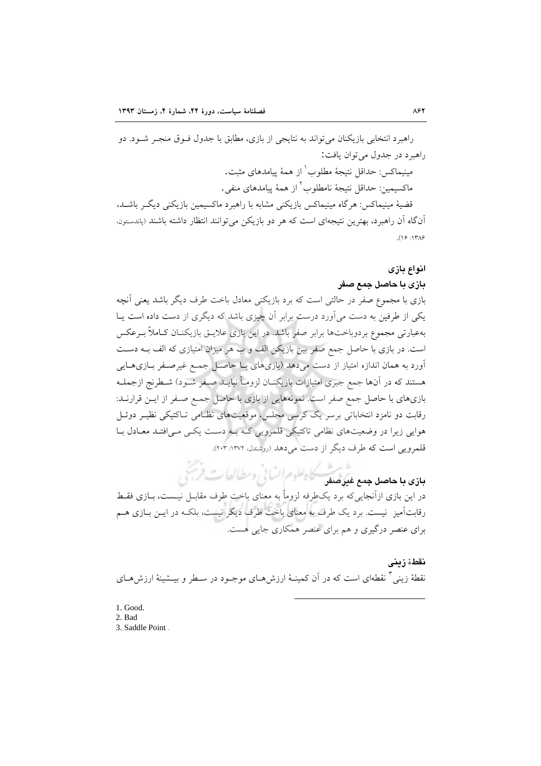راهبرد انتخابی بازیکنان می‌تواند به نتایجی از بازی، مطابق با جدول فوق منجر شود. دو راهبرد در جدول می‌توان یافت:

مینیماکس: حداقل نتیجهٔ مطلوب[1] از همهٔ پیامدهای مثبت.

ماکسیمین: حداقل نتیجهٔ نامطلوب[2] از همهٔ پیامدهای منفی.

قضیهٔ مینیماکس: هرگاه مینیماکس بازیکنی مشابه با راهبرد ماکسیمین بازیکنی دیگر باشد، آن‌گاه آن راهبرد، بهترین نتیجه‌ای است که هر دو بازیکن می‌توانند انتظار داشته باشند (پاندستون، ۱۳۸۶: ۱۶).

## انواع بازی

### بازی با حاصل جمع صفر

بازی با مجموع صفر در حالتی است که برد بازیکنی معادل باخت طرف دیگر باشد یعنی آنچه یکی از طرفین به دست می‌آورد درست برابر آن چیزی باشد که دیگری از دست داده است یا به‌عبارتی مجموع بردوباخت‌ها برابر صفر باشد. در این بازی علایق بازیکنان کاملاً برعکس است. در بازی با حاصل جمع صفر بین بازیکن الف و ب هر میزان امتیازی که الف به دست آورد به همان اندازه امتیاز از دست می‌دهد (بازی‌های با حاصل جمع غیرصفر بازی‌هایی هستند که در آن‌ها جمع جبری امتیازات بازیکنان لزوماً نباید صفر شود) شطرنج ازجمله بازی‌های با حاصل جمع صفر است. نمونه‌هایی از بازی با حاصل جمع صفر از این قرارند: رقابت دو نامزد انتخاباتی برسر یک کرسی مجلس، موقعیت‌های نظامی تاکتیکی نظیر دوئل هوایی زیرا در وضعیت‌های نظامی تاکتیکی قلمرویی که به دست یکی می‌افتد معادل با قلمرویی است که طرف دیگر از دست می‌دهد (روشندل، ۱۳۷۲: ۲۰۳).

### بازی با حاصل جمع غیرصفر

در این بازی ازآنجایی‌که برد یک‌طرفه لزوماً به معنای باخت طرف مقابل نیست، بازی فقط رقابت‌آمیز نیست. برد یک طرف به معنای باخت طرف دیگر نیست، بلکه در این بازی هم برای عنصر درگیری و هم برای عنصر همکاری جایی هست.

### نقطهٔ زینی

نقطهٔ زینی[3] نقطه‌ای است که در آن کمینهٔ ارزش‌های موجود در سطر و بیشینهٔ ارزش‌های

---

1. Good.
2. Bad
3. Saddle Point .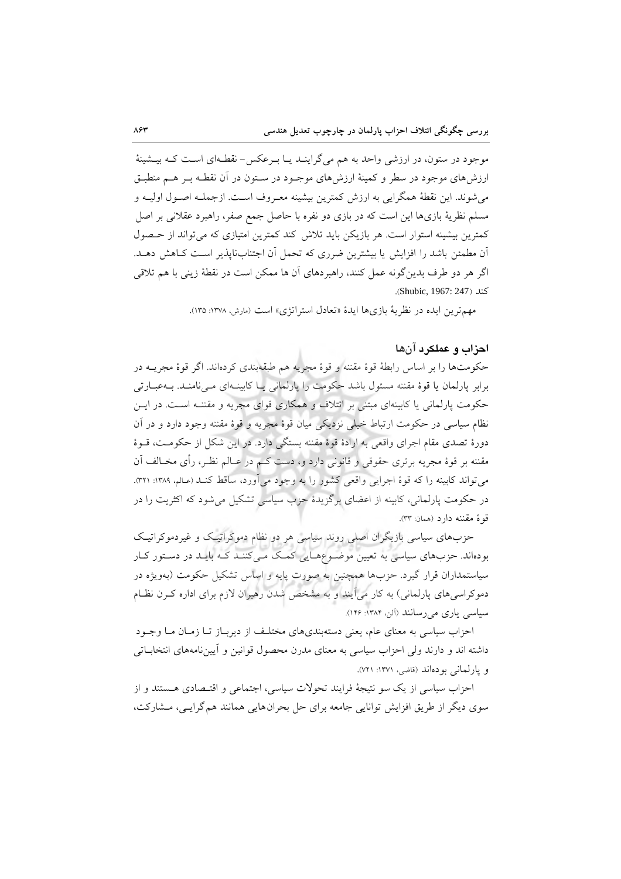موجود در ستون، در ارزشی واحد به هم می‌گرایند یا برعکس- نقطه‌ای است که بیشینهٔ ارزش‌های موجود در سطر و کمینهٔ ارزش‌های موجود در ستون در آن نقطه بر هم منطبق می‌شوند. این نقطهٔ همگرایی به ارزش کمترین بیشینه معروف است. ازجمله اصول اولیه و مسلم نظریهٔ بازی‌ها این است که در بازی دو نفره با حاصل جمع صفر، راهبرد عقلانی بر اصل کمترین بیشینه استوار است. هر بازیکن باید تلاش کند کمترین امتیازی که می‌تواند از حصول آن مطمئن باشد را افزایش یا بیشترین ضرری که تحمل آن اجتناب‌ناپذیر است کاهش دهد. اگر هر دو طرف بدین‌گونه عمل کنند، راهبردهای آن ها ممکن است در نقطهٔ زینی با هم تلاقی کند (Shubic, 1967: 247).

مهم‌ترین ایده در نظریهٔ بازی‌ها ایدهٔ «تعادل استراتژی» است (مارش، ۱۳۷۸: ۱۳۵).

## احزاب و عملکرد آن‌ها

حکومت‌ها را بر اساس رابطهٔ قوهٔ مقننه و قوهٔ مجریه هم طبقه‌بندی کرده‌اند. اگر قوهٔ مجریه در برابر پارلمان یا قوهٔ مقننه مسئول باشد حکومت را پارلمانی یا کابینه‌ای می‌نامند. به‌عبارتی حکومت پارلمانی یا کابینه‌ای مبتنی بر ائتلاف و همکاری قوای مجریه و مقننه است. در این نظام سیاسی در حکومت ارتباط خیلی نزدیکی میان قوهٔ مجریه و قوهٔ مقننه وجود دارد و در آن دورهٔ تصدی مقام اجرای واقعی به ارادهٔ قوهٔ مقننه بستگی دارد. در این شکل از حکومت، قوهٔ مقننه بر قوهٔ مجریه برتری حقوقی و قانونی دارد و، دست کم در عالم نظر، رأی مخالف آن می‌تواند کابینه را که قوهٔ اجرایی واقعی کشور را به وجود می‌آورد، ساقط کند (عالم، ۱۳۸۹: ۳۲۱). در حکومت پارلمانی، کابینه از اعضای برگزیدهٔ حزب سیاسی تشکیل می‌شود که اکثریت را در قوهٔ مقننه دارد (همان: ۳۳).

حزب‌های سیاسی بازیگران اصلی روند سیاسی هر دو نظام دموکراتیک و غیردموکراتیک بوده‌اند. حزب‌های سیاسی به تعیین موضوع‌هایی کمک می‌کنند که باید در دستور کار سیاستمداران قرار گیرد. حزب‌ها همچنین به صورت پایه و اساس تشکیل حکومت (به‌ویژه در دموکراسی‌های پارلمانی) به کار می‌آیند و به مشخص شدن رهبران لازم برای اداره کرن نظام سیاسی یاری می‌رسانند (آلن، ۱۳۸۴: ۱۴۶).

احزاب سیاسی به معنای عام، یعنی دسته‌بندی‌های مختلف از دیرباز تا زمان ما وجود داشته اند و دارند ولی احزاب سیاسی به معنای مدرن محصول قوانین و آیین‌نامه‌های انتخاباتی و پارلمانی بوده‌اند (قاضی، ۱۳۷۱: ۷۲۱).

احزاب سیاسی از یک سو نتیجهٔ فرایند تحولات سیاسی، اجتماعی و اقتصادی هستند و از سوی دیگر از طریق افزایش توانایی جامعه برای حل بحران‌هایی همانند هم‌گرایی، مشارکت،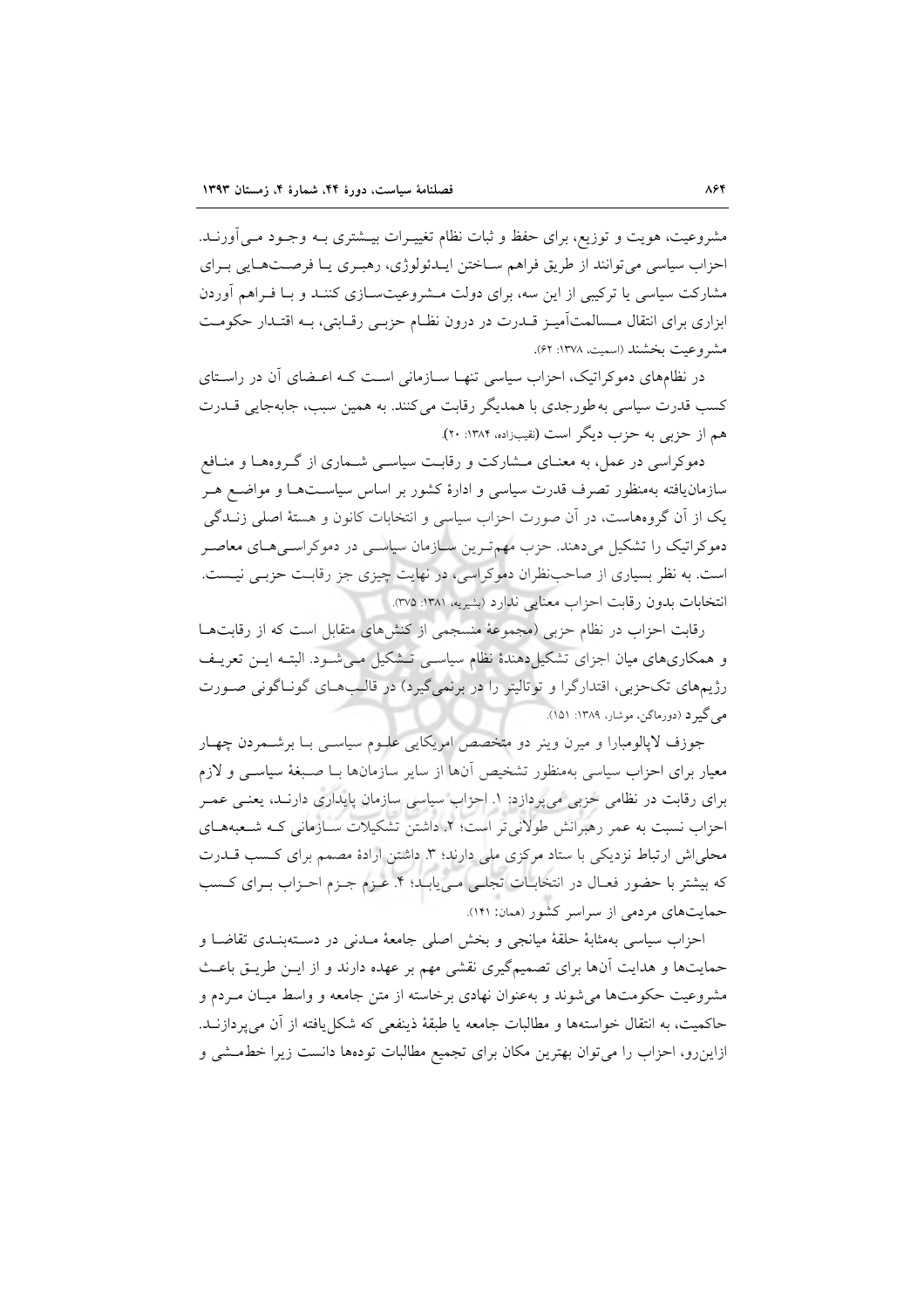مشروعیت، هویت و توزیع، برای حفظ و ثبات نظام تغییرات بیشتری به وجود می‌آورند. احزاب سیاسی می‌توانند از طریق فراهم ساختن ایدئولوژی، رهبری یا فرصت‌هایی برای مشارکت سیاسی یا ترکیبی از این سه، برای دولت مشروعیت‌سازی کنند و با فراهم آوردن ابزاری برای انتقال مسالمت‌آمیز قدرت در درون نظام حزبی رقابتی، به اقتدار حکومت مشروعیت بخشند (اسمیت، ۱۳۷۸: ۶۲).

در نظام‌های دموکراتیک، احزاب سیاسی تنها سازمانی است که اعضای آن در راستای کسب قدرت سیاسی به‌طورجدی با همدیگر رقابت می‌کنند. به همین سبب، جابه‌جایی قدرت هم از حزبی به حزب دیگر است (نقیب‌زاده، ۱۳۸۴: ۲۰).

دموکراسی در عمل، به معنای مشارکت و رقابت سیاسی شماری از گروه‌ها و منافع سازمان‌یافته به‌منظور تصرف قدرت سیاسی و ادارهٔ کشور بر اساس سیاست‌ها و مواضع هر یک از آن گروه‌هاست، در آن صورت احزاب سیاسی و انتخابات کانون و هستهٔ اصلی زندگی دموکراتیک را تشکیل می‌دهند. حزب مهم‌ترین سازمان سیاسی در دموکراسی‌های معاصر است. به نظر بسیاری از صاحب‌نظران دموکراسی، در نهایت چیزی جز رقابت حزبی نیست. انتخابات بدون رقابت احزاب معنایی ندارد (بشیریه، ۱۳۸۱: ۳۷۵).

رقابت احزاب در نظام حزبی (مجموعهٔ منسجمی از کنش‌های متقابل است که از رقابت‌ها و همکاری‌های میان اجزای تشکیل‌دهندهٔ نظام سیاسی تشکیل می‌شود. البته این تعریف رژیم‌های تک‌حزبی، اقتدارگرا و توتالیتر را در برنمی‌گیرد) در قالب‌های گوناگونی صورت می‌گیرد (دورماگن، موشار، ۱۳۸۹: ۱۵۱).

جوزف لاپالومبارا و میرن وینر دو متخصص امریکایی علوم سیاسی با برشمردن چهار معیار برای احزاب سیاسی به‌منظور تشخیص آن‌ها از سایر سازمان‌ها با صبغهٔ سیاسی و لازم برای رقابت در نظامی حزبی می‌پردازد: ۱. احزاب سیاسی سازمان پایداری دارند، یعنی عمر احزاب نسبت به عمر رهبرانش طولانی‌تر است؛ ۲. داشتن تشکیلات سازمانی که شعبه‌های محلی‌اش ارتباط نزدیکی با ستاد مرکزی ملی دارند؛ ۳. داشتن ارادهٔ مصمم برای کسب قدرت که بیشتر با حضور فعال در انتخابات تجلی می‌یابد؛ ۴. عزم جزم احزاب برای کسب حمایت‌های مردمی از سراسر کشور (همان: ۱۴۱).

احزاب سیاسی به‌مثابهٔ حلقهٔ میانجی و بخش اصلی جامعهٔ مدنی در دسته‌بندی تقاضا و حمایت‌ها و هدایت آن‌ها برای تصمیم‌گیری نقشی مهم بر عهده دارند و از این طریق باعث مشروعیت حکومت‌ها می‌شوند و به‌عنوان نهادی برخاسته از متن جامعه و واسط میان مردم و حاکمیت، به انتقال خواسته‌ها و مطالبات جامعه یا طبقهٔ ذینفعی که شکل‌یافته از آن می‌پردازند. ازاین‌رو، احزاب را می‌توان بهترین مکان برای تجمیع مطالبات توده‌ها دانست زیرا خط‌مشی و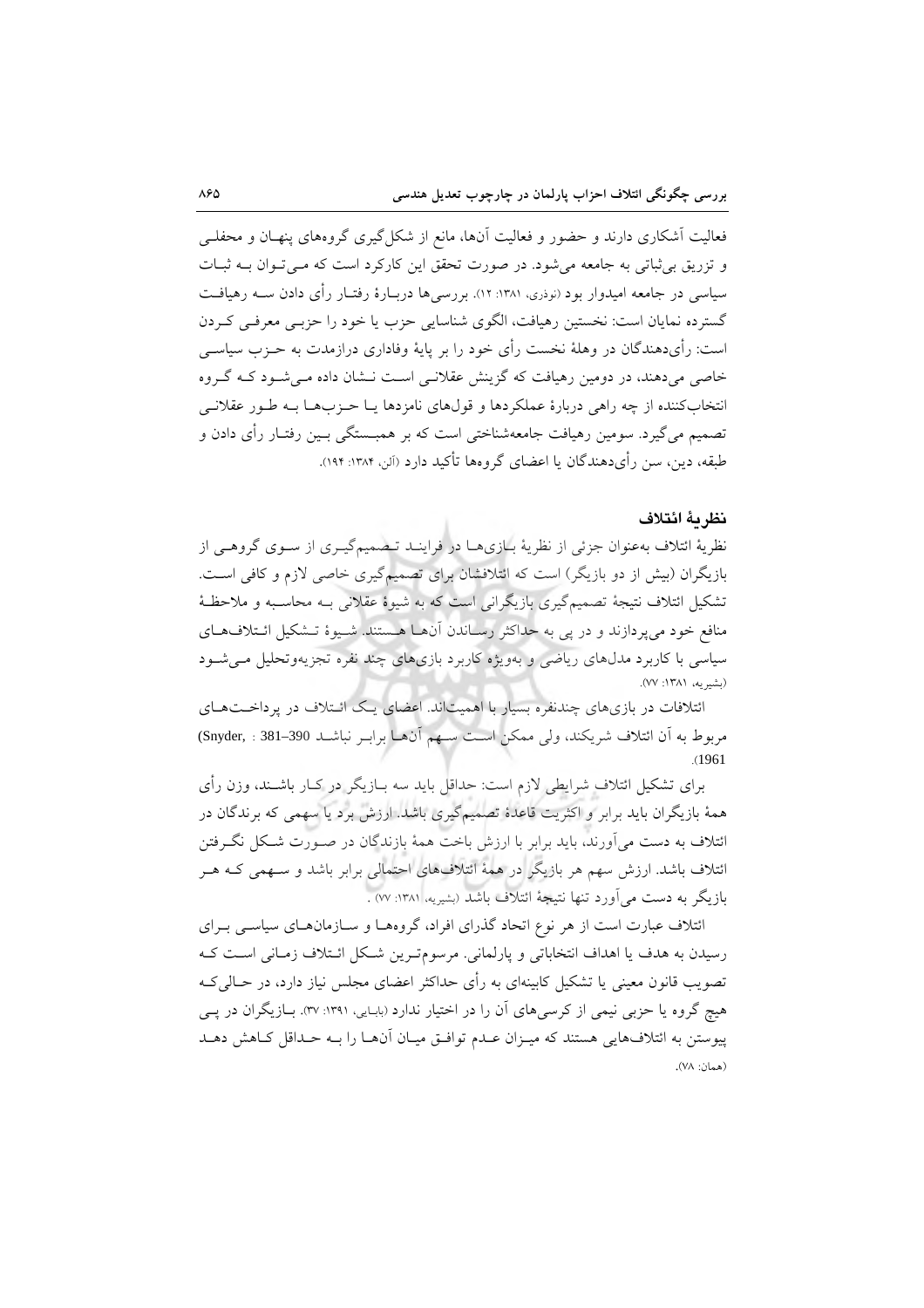فعالیت آشکاری دارند و حضور و فعالیت آن‌ها، مانع از شکل‌گیری گروه‌های پنهان و محفلی و تزریق بی‌ثباتی به جامعه می‌شود. در صورت تحقق این کارکرد است که می‌توان به ثبات سیاسی در جامعه امیدوار بود (نوذری، ۱۳۸۱: ۱۲). بررسی‌ها دربارهٔ رفتار رأی دادن سه رهیافت گسترده نمایان است: نخستین رهیافت، الگوی شناسایی حزب یا خود را حزبی معرفی کردن است: رأی‌دهندگان در وهلهٔ نخست رأی خود را بر پایهٔ وفاداری درازمدت به حزب سیاسی خاصی می‌دهند، در دومین رهیافت که گزینش عقلانی است نشان داده می‌شود که گروه انتخاب‌کننده از چه راهی دربارهٔ عملکردها و قول‌های نامزدها یا حزب‌ها به طور عقلانی تصمیم می‌گیرد. سومین رهیافت جامعه‌شناختی است که بر همبستگی بین رفتار رأی دادن و طبقه، دین، سن رأی‌دهندگان یا اعضای گروه‌ها تأکید دارد (آلن، ۱۳۸۴: ۱۹۴).

## نظریهٔ ائتلاف

نظریهٔ ائتلاف به‌عنوان جزئی از نظریهٔ بازی‌ها در فرایند تصمیم‌گیری از سوی گروهی از بازیگران (بیش از دو بازیگر) است که ائتلافشان برای تصمیم‌گیری خاصی لازم و کافی است. تشکیل ائتلاف نتیجهٔ تصمیم‌گیری بازیگرانی است که به شیوهٔ عقلانی به محاسبه و ملاحظهٔ منافع خود می‌پردازند و در پی به حداکثر رساندن آن‌ها هستند. شیوهٔ تشکیل ائتلاف‌های سیاسی با کاربرد مدل‌های ریاضی و به‌ویژه کاربرد بازی‌های چند نفره تجزیه‌وتحلیل می‌شود (بشیریه، ۱۳۸۱: ۷۷).

ائتلافات در بازی‌های چندنفره بسیار با اهمیت‌اند. اعضای یک ائتلاف در پرداخت‌های مربوط به آن ائتلاف شریکند، ولی ممکن است سهم آن‌ها برابر نباشد (Snyder, 1961: 381–390).

برای تشکیل ائتلاف شرایطی لازم است: حداقل باید سه بازیگر در کار باشند، وزن رأی همهٔ بازیگران باید برابر و اکثریت قاعدهٔ تصمیم‌گیری باشد. ارزش برد یا سهمی که برندگان در ائتلاف به دست می‌آورند، باید برابر با ارزش باخت همهٔ بازندگان در صورت شکل نگرفتن ائتلاف باشد. ارزش سهم هر بازیگر در همهٔ ائتلاف‌های احتمالی برابر باشد و سهمی که هر بازیگر به دست می‌آورد تنها نتیجهٔ ائتلاف باشد (بشیریه، ۱۳۸۱: ۷۷).

ائتلاف عبارت است از هر نوع اتحاد گذرای افراد، گروه‌ها و سازمان‌های سیاسی برای رسیدن به هدف یا اهداف انتخاباتی و پارلمانی. مرسوم‌ترین شکل ائتلاف زمانی است که تصویب قانون معینی یا تشکیل کابینه‌ای به رأی حداکثر اعضای مجلس نیاز دارد، در حالی‌که هیچ گروه یا حزبی نیمی از کرسی‌های آن را در اختیار ندارد (بابایی، ۱۳۹۱: ۳۷). بازیگران در پی پیوستن به ائتلاف‌هایی هستند که میزان عدم توافق میان آن‌ها را به حداقل کاهش دهد (همان: ۷۸).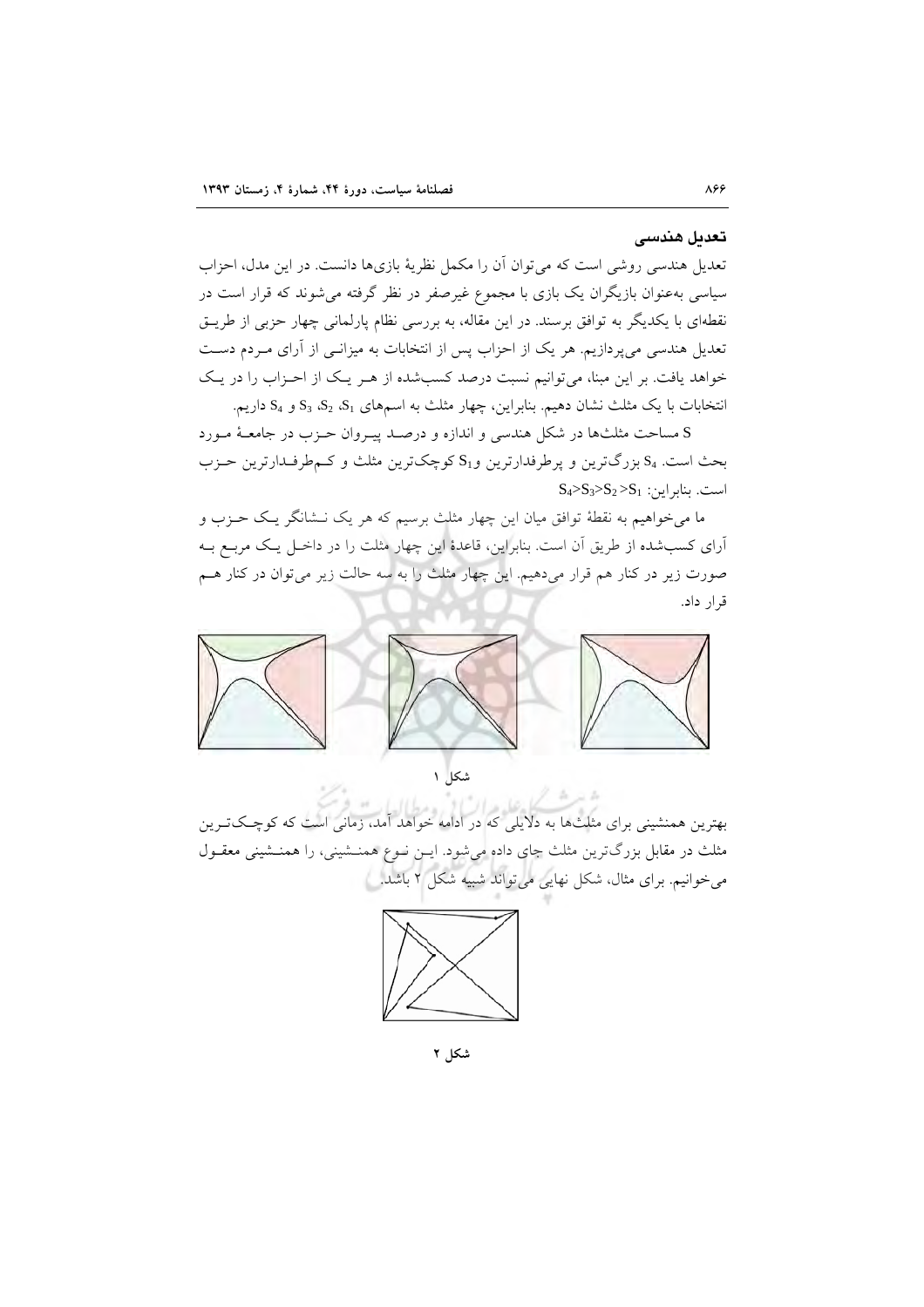### تعدیل هندسی

تعدیل هندسی روشی است که می‌توان آن را مکمل نظریهٔ بازی‌ها دانست. در این مدل، احزاب سیاسی به‌عنوان بازیگران یک بازی با مجموع غیرصفر در نظر گرفته می‌شوند که قرار است در نقطه‌ای با یکدیگر به توافق برسند. در این مقاله، به بررسی نظام پارلمانی چهار حزبی از طریق تعدیل هندسی می‌پردازیم. هر یک از احزاب پس از انتخابات به میزانی از آرای مردم دست خواهد یافت. بر این مبنا، می‌توانیم نسبت درصد کسب‌شده از هر یک از احزاب را در یک انتخابات با یک مثلث نشان دهیم. بنابراین، چهار مثلث به اسم‌های $S_1$، $S_2$، $S_3$ و $S_4$ داریم.

S مساحت مثلث‌ها در شکل هندسی و اندازه و درصد پیروان حزب در جامعهٔ مورد بحث است. $S_4$ بزرگ‌ترین و پرطرفدارترین و $S_1$ کوچک‌ترین مثلث و کم‌طرفدارترین حزب است. بنابراین: $S_4>S_3>S_2>S_1$

ما می‌خواهیم به نقطهٔ توافق میان این چهار مثلث برسیم که هر یک نشانگر یک حزب و آرای کسب‌شده از طریق آن است. بنابراین، قاعدهٔ این چهار مثلث را در داخل یک مربع به صورت زیر در کنار هم قرار می‌دهیم. این چهار مثلث را به سه حالت زیر می‌توان در کنار هم قرار داد.

شکل ۱

بهترین همنشینی برای مثلث‌ها به دلایلی که در ادامه خواهد آمد، زمانی است که کوچک‌ترین مثلث در مقابل بزرگ‌ترین مثلث جای داده می‌شود. این نوع همنشینی، را همنشینی معقول می‌خوانیم. برای مثال، شکل نهایی می‌تواند شبیه شکل ۲ باشد.

شکل ۲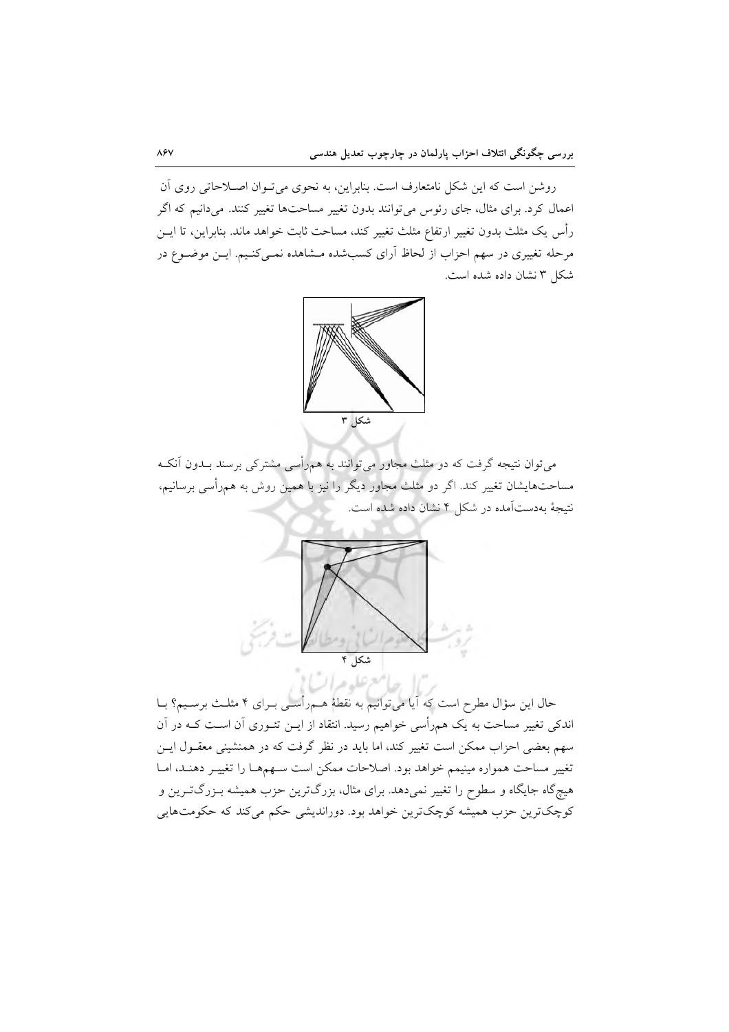روشن است که این شکل نامتعارف است. بنابراین، به نحوی می‌توان اصلاحاتی روی آن اعمال کرد. برای مثال، جای رئوس می‌توانند بدون تغییر مساحت‌ها تغییر کنند. می‌دانیم که اگر رأس یک مثلث بدون تغییر ارتفاع مثلث تغییر کند، مساحت ثابت خواهد ماند. بنابراین، تا این مرحله تغییری در سهم احزاب از لحاظ آرای کسب‌شده مشاهده نمی‌کنیم. این موضوع در شکل ۳ نشان داده شده است.

شکل ۳

می‌توان نتیجه گرفت که دو مثلث مجاور می‌توانند به هم‌رأسی مشترکی برسند بدون آنکه مساحت‌هایشان تغییر کند. اگر دو مثلث مجاور دیگر را نیز با همین روش به هم‌رأسی برسانیم، نتیجهٔ به‌دست‌آمده در شکل ۴ نشان داده شده است.

شکل ۴

حال این سؤال مطرح است که آیا می‌توانیم به نقطهٔ هم‌رأسی برای ۴ مثلث برسیم؟ با اندکی تغییر مساحت به یک هم‌رأسی خواهیم رسید. انتقاد از این تئوری آن است که در آن سهم بعضی احزاب ممکن است تغییر کند، اما باید در نظر گرفت که در همنشینی معقول این تغییر مساحت همواره مینیمم خواهد بود. اصلاحات ممکن است سهم‌ها را تغییر دهند، اما هیچ‌گاه جایگاه و سطوح را تغییر نمی‌دهد. برای مثال، بزرگ‌ترین حزب همیشه بزرگ‌ترین و کوچک‌ترین حزب همیشه کوچک‌ترین خواهد بود. دوراندیشی حکم می‌کند که حکومت‌هایی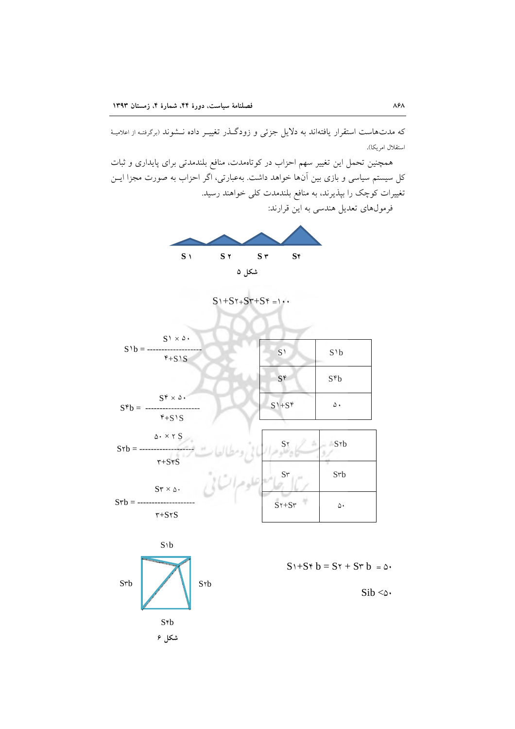که مدت‌هاست استقرار یافته‌اند به دلایل جزئی و زودگـذر تغییـر داده نـشوند (برگرفتـه از اعلامیـهٔ استقلال امریکا).

همچنین تحمل این تغییر سهم احزاب در کوتاه‌مدت، منافع بلندمدتی برای پایداری و ثبات کل سیستم سیاسی و بازی بین آن‌ها خواهد داشت. به‌عبارتی، اگر احزاب به صورت مجزا ایـن تغییرات کوچک را بپذیرند، به منافع بلندمدت کلی خواهند رسید.

فرمول‌های تعدیل هندسی به این قرارند:

S۱ S۲ S۳ S۴

**شکل ۵**

$$S۱+S۲+S۳+S۴=۱۰۰$$

$$S۱b = \frac{S۱ \times ۵۰}{۴+S۱S}$$

$$S۴b = \frac{S۴ \times ۵۰}{۴+S۱S}$$

$$S۲b = \frac{۵۰ \times ۲S}{۳+S۲S}$$

$$S۳b = \frac{S۳ \times ۵۰}{۳+S۲S}$$

| S۱ | S۱b |
|---|---|
| S۴ | S۴b |
| S۱+S۴ | ۵۰ |

| S۲ | S۲b |
|---|---|
| S۳ | S۳b |
| S۲+S۳ | ۵۰ |

S۱b

S۳b S۲b

S۴b

**شکل ۶**

$$S۱+S۴\ b = S۲ + S۳\ b = ۵۰$$

$$Sib < ۵۰$$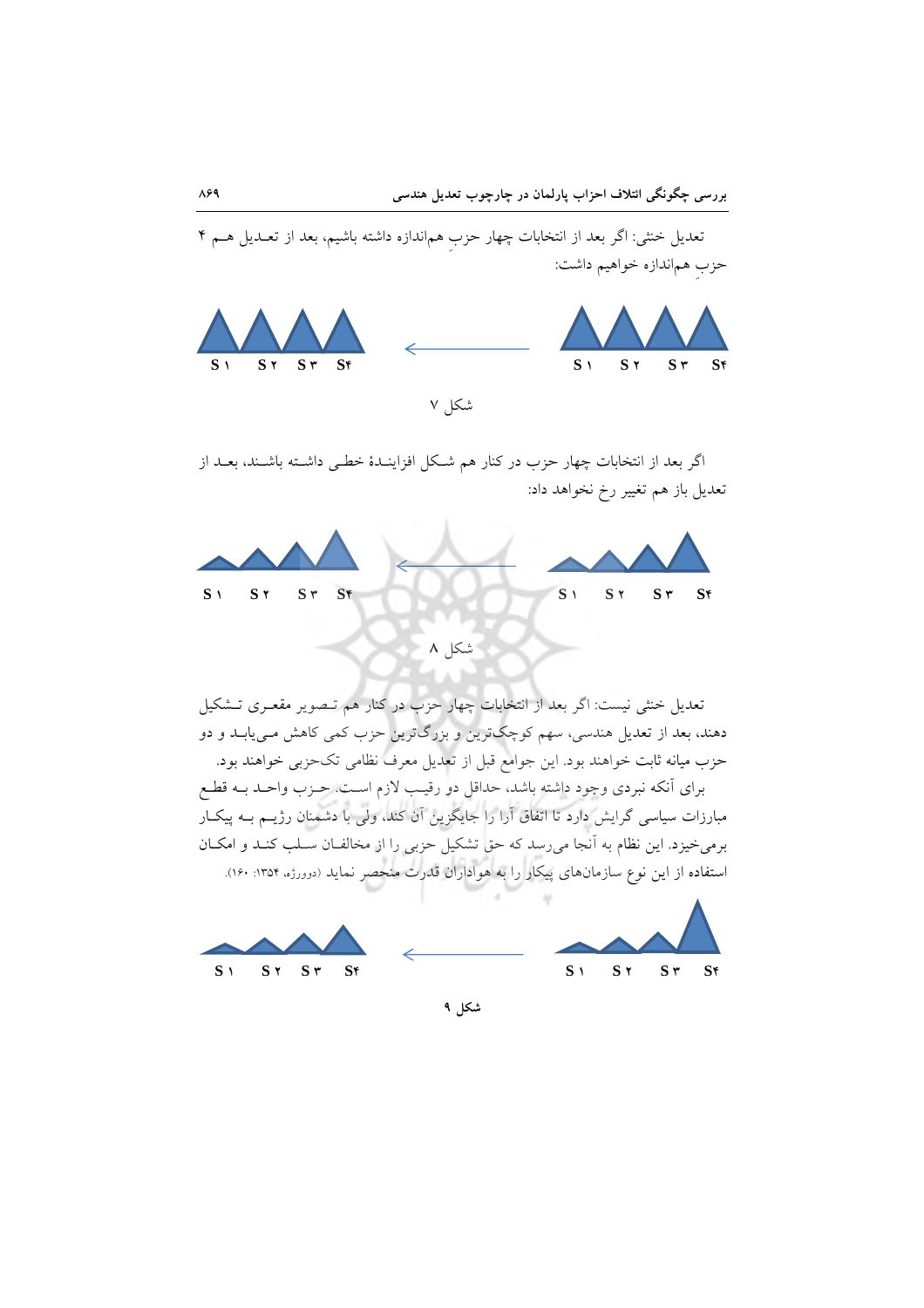تعدیل خنثی: اگر بعد از انتخابات چهار حزبِ هم‌اندازه داشته باشیم، بعد از تعـدیل هـم ۴ حزبِ هم‌اندازه خواهیم داشت:

S۱ S۲ S۳ S۴ ← S۱ S۲ S۳ S۴

شکل ۷

اگر بعد از انتخابات چهار حزب در کنار هم شـکل افزاینـدۀ خطـی داشـته باشـند، بعـد از تعدیل باز هم تغییر رخ نخواهد داد:

S۱ S۲ S۳ S۴ ← S۱ S۲ S۳ S۴

شکل ۸

تعدیل خنثی نیست: اگر بعد از انتخابات چهار حزب در کنار هم تـصویر مقعـری تـشکیل دهند، بعد از تعدیل هندسی، سهم کوچک‌ترین و بزرگ‌ترین حزب کمی کاهش مـی‌یابـد و دو حزب میانه ثابت خواهند بود. این جوامع قبل از تعدیل معرف نظامی تک‌حزبی خواهند بود.

برای آنکه نبردی وجود داشته باشد، حداقل دو رقیـب لازم اسـت. حـزب واحـد بـه قطـع مبارزات سیاسی گرایش دارد تا اتفاق آرا را جایگزین آن کند، ولی با دشمنان رژیـم بـه پیکـار برمی‌خیزد. این نظام به آنجا می‌رسد که حق تشکیل حزبی را از مخالفـان سـلب کنـد و امکـان استفاده از این نوع سازمان‌های پیکار را به هواداران قدرت منحصر نماید (دوورژه، ۱۳۵۴: ۱۶۰).

S۱ S۲ S۳ S۴ ← S۱ S۲ S۳ S۴

شکل ۹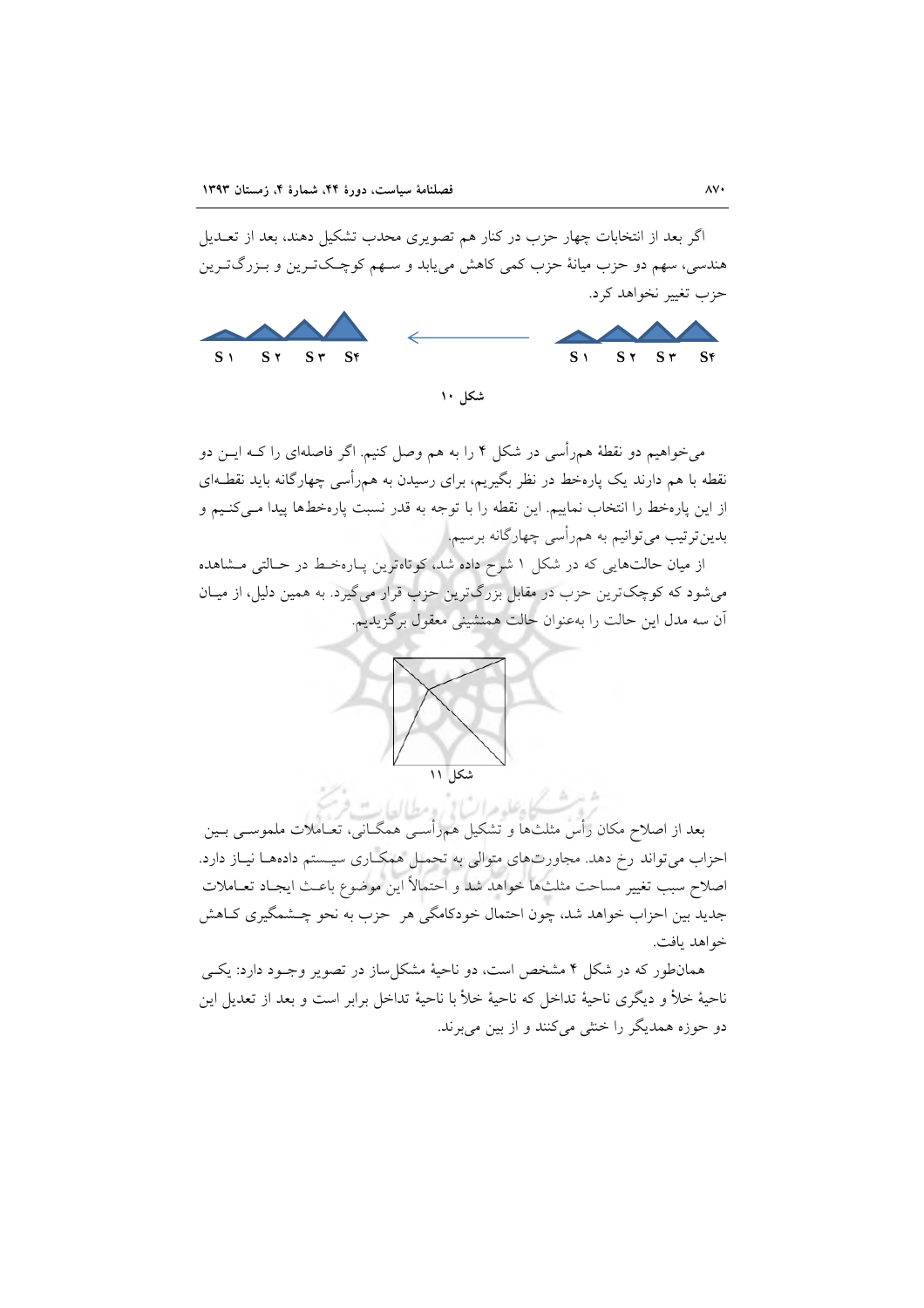اگر بعد از انتخابات چهار حزب در کنار هم تصویری محدب تشکیل دهند، بعد از تعـدیل هندسی، سهم دو حزب میانهٔ حزب کمی کاهش می‌یابد و سـهم کوچـک‌تـرین و بـزرگ‌تـرین حزب تغییر نخواهد کرد.

S۱ S۲ S۳ S۴ ← S۱ S۲ S۳ S۴

شکل ۱۰

می‌خواهیم دو نقطهٔ هم‌رأسی در شکل ۴ را به هم وصل کنیم. اگر فاصله‌ای را کـه ایـن دو نقطه با هم دارند یک پاره‌خط در نظر بگیریم، برای رسیدن به هم‌رأسی چهارگانه باید نقطـه‌ای از این پاره‌خط را انتخاب نماییم. این نقطه را با توجه به قدر نسبت پاره‌خط‌ها پیدا مـی‌کنـیم و بدین‌ترتیب می‌توانیم به هم‌رأسی چهارگانه برسیم.

از میان حالت‌هایی که در شکل ۱ شرح داده شد، کوتاه‌ترین پـاره‌خـط در حـالتی مـشاهده می‌شود که کوچک‌ترین حزب در مقابل بزرگ‌ترین حزب قرار می‌گیرد. به همین دلیل، از میـان آن سه مدل این حالت را به‌عنوان حالت همنشینی معقول برگزیدیم.

شکل ۱۱

بعد از اصلاح مکان رأس مثلث‌ها و تشکیل هم‌رأسـی همگـانی، تعـاملات ملموسـی بـین احزاب می‌تواند رخ دهد. مجاورت‌های متوالی به تحمـل همکـاری سیـستم داده‌هـا نیـاز دارد. اصلاح سبب تغییر مساحت مثلث‌ها خواهد شد و احتمالاً این موضوع باعـث ایجـاد تعـاملات جدید بین احزاب خواهد شد، چون احتمال خودکامگی هر حزب به نحو چـشمگیری کـاهش خواهد یافت.

همان‌طور که در شکل ۴ مشخص است، دو ناحیهٔ مشکل‌ساز در تصویر وجـود دارد: یکـی ناحیهٔ خلأ و دیگری ناحیهٔ تداخل که ناحیهٔ خلأ با ناحیهٔ تداخل برابر است و بعد از تعدیل این دو حوزه همدیگر را خنثی می‌کنند و از بین می‌برند.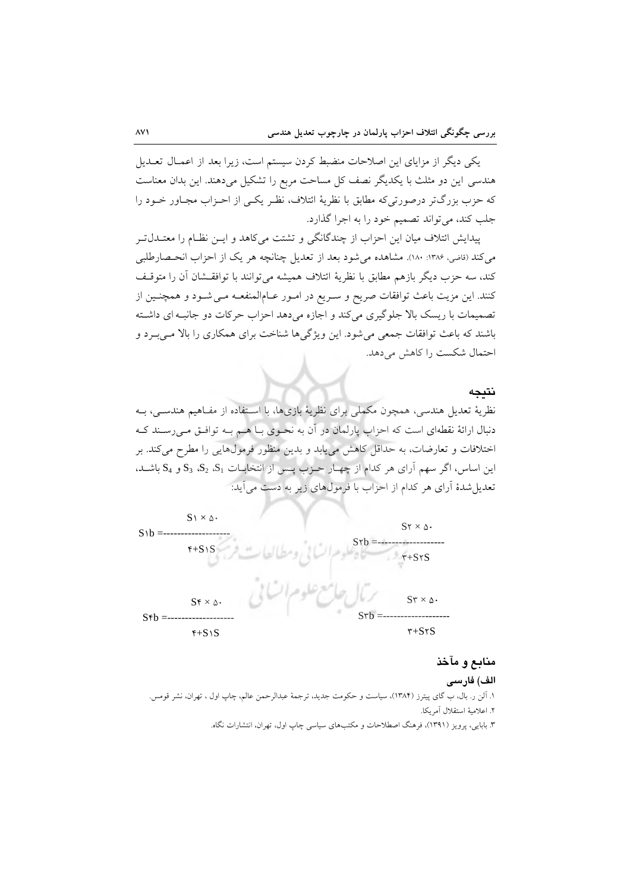یکی دیگر از مزایای این اصلاحات منضبط کردن سیستم است، زیرا بعد از اعمال تعدیل هندسی این دو مثلث با یکدیگر نصف کل مساحت مربع را تشکیل می‌دهند. این بدان معناست که حزب بزرگ‌تر درصورتی‌که مطابق با نظریهٔ ائتلاف، نظر یکی از احزاب مجاور خود را جلب کند، می‌تواند تصمیم خود را به اجرا گذارد.

پیدایش ائتلاف میان این احزاب از چندگانگی و تشتت می‌کاهد و این نظام را معتدل‌تر می‌کند (قاضی، ۱۳۸۶: ۱۸۰). مشاهده می‌شود بعد از تعدیل چنانچه هر یک از احزاب انحصارطلبی کند، سه حزب دیگر بازهم مطابق با نظریهٔ ائتلاف همیشه می‌توانند با توافقشان آن را متوقف کنند. این مزیت باعث توافقات صریح و سریع در امور عام‌المنفعه می‌شود و همچنین از تصمیمات با ریسک بالا جلوگیری می‌کند و اجازه می‌دهد احزاب حرکات دو جانبه ای داشته باشند که باعث توافقات جمعی می‌شود. این ویژگی‌ها شناخت برای همکاری را بالا می‌برد و احتمال شکست را کاهش می‌دهد.

## نتیجه

نظریهٔ تعدیل هندسی، همچون مکملی برای نظریهٔ بازی‌ها، با استفاده از مفاهیم هندسی، به دنبال ارائهٔ نقطه‌ای است که احزاب پارلمان در آن به نحوی با هم به توافق می‌رسند که اختلافات و تعارضات، به حداقل کاهش می‌یابد و بدین منظور فرمول‌هایی را مطرح می‌کند. بر این اساس، اگر سهم آرای هر کدام از چهار حزب پس از انتخابات $S_1$، $S_2$، $S_3$ و $S_4$ باشد، تعدیل‌شدهٔ آرای هر کدام از احزاب با فرمول‌های زیر به دست می‌آید:

$$S_{1b} = \frac{S_1 \times 50}{4+S_{1S}}$$

$$S_{2b} = \frac{S_2 \times 50}{3+S_{2S}}$$

$$S_{3b} = \frac{S_3 \times 50}{3+S_{2S}}$$

$$S_{4b} = \frac{S_4 \times 50}{4+S_{1S}}$$

## منابع و مآخذ

### الف) فارسی

۱. آلن ر. بال، ب گای پیترز (۱۳۸۴)، سیاست و حکومت جدید، ترجمهٔ عبدالرحمن عالم، چاپ اول ، تهران، نشر قومس.

۲. اعلامیهٔ استقلال آمریکا.

۳. بابایی، پرویز (۱۳۹۱)، فرهنگ اصطلاحات و مکتب‌های سیاسی چاپ اول، تهران، انتشارات نگاه.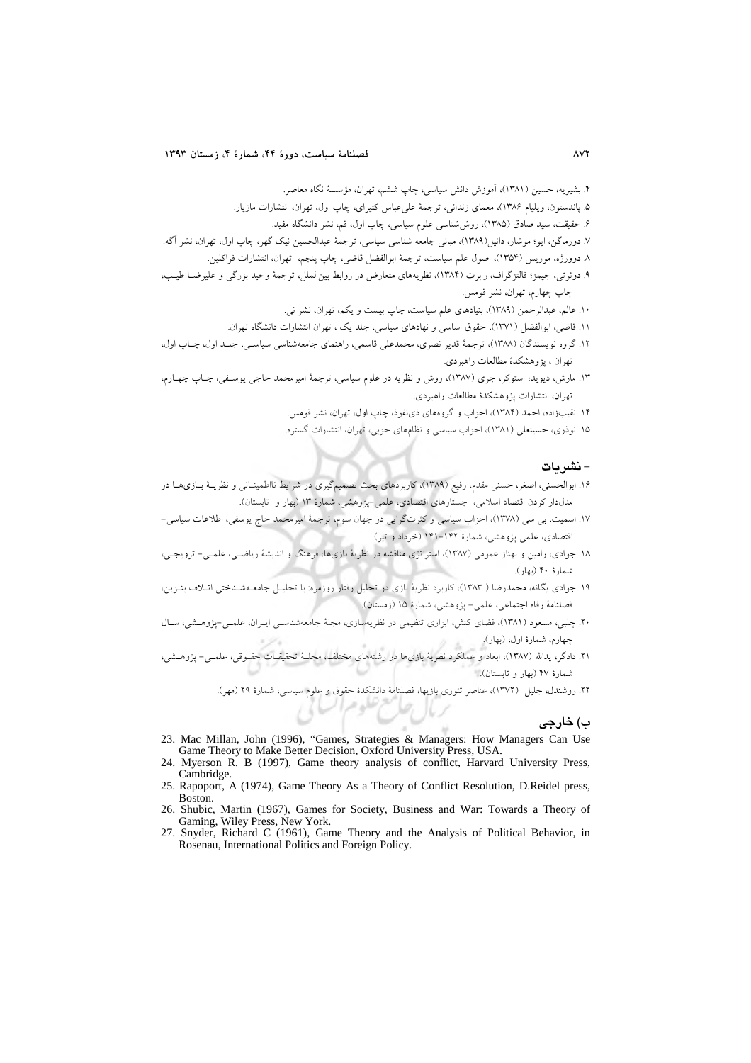۴. بشیریه، حسین (۱۳۸۱)، آموزش دانش سیاسی، چاپ ششم، تهران، مؤسسهٔ نگاه معاصر.

۵. پاندستون، ویلیام ۱۳۸۶)، معمای زندانی، ترجمهٔ علی‌عباس کتیرای، چاپ اول، تهران، انتشارات مازیار.

۶. حقیقت، سید صادق (۱۳۸۵)، روش‌شناسی علوم سیاسی، چاپ اول، قم، نشر دانشگاه مفید.

۷. دورماگن، ایو؛ موشار، دانیل(۱۳۸۹)، مبانی جامعه شناسی سیاسی، ترجمهٔ عبدالحسین نیک گهر، چاپ اول، تهران، نشر آگه.

۸. دوورژه، موریس (۱۳۵۴)، اصول علم سیاست، ترجمهٔ ابوالفضل قاضی، چاپ پنجم، تهران، انتشارات فراکلین.

۹. دوئرتی، جیمز؛ فالتزگراف، رابرت (۱۳۸۴)، نظریه‌های متعارض در روابط بین‌الملل، ترجمهٔ وحید بزرگی و علیرضا طیب، چاپ چهارم، تهران، نشر قومس.

۱۰. عالم، عبدالرحمن (۱۳۸۹)، بنیادهای علم سیاست، چاپ بیست و یکم، تهران، نشر نی.

۱۱. قاضی، ابوالفضل (۱۳۷۱)، حقوق اساسی و نهادهای سیاسی، جلد یک ، تهران انتشارات دانشگاه تهران.

۱۲. گروه نویسندگان (۱۳۸۸)، ترجمهٔ قدیر نصری، محمدعلی قاسمی، راهنمای جامعه‌شناسی سیاسی، جلد اول، چاپ اول، تهران ، پژوهشکدهٔ مطالعات راهبردی.

۱۳. مارش، دیوید؛ استوکر، جری (۱۳۸۷)، روش و نظریه در علوم سیاسی، ترجمهٔ امیرمحمد حاجی یوسفی، چاپ چهارم، تهران، انتشارات پژوهشکدهٔ مطالعات راهبردی.

۱۴. نقیب‌زاده، احمد (۱۳۸۴)، احزاب و گروه‌های ذی‌نفوذ، چاپ اول، تهران، نشر قومس.

۱۵. نوذری، حسینعلی (۱۳۸۱)، احزاب سیاسی و نظام‌های حزبی، تهران، انتشارات گستره.

## - نشریات

۱۶. ابوالحسنی، اصغر، حسنی مقدم، رفیع (۱۳۸۹)، کاربردهای بحث تصمیم‌گیری در شرایط نااطمینانی و نظریهٔ بازی‌ها در مدل‌دار کردن اقتصاد اسلامی، جستارهای اقتصادی، علمی-پژوهشی، شمارهٔ ۱۳ (بهار و تابستان).

۱۷. اسمیت، بی سی (۱۳۷۸)، احزاب سیاسی و کثرت‌گرایی در جهان سوم، ترجمهٔ امیرمحمد حاج یوسفی، اطلاعات سیاسی- اقتصادی، علمی پژوهشی، شمارهٔ ۱۴۲-۱۴۱ (خرداد و تیر).

۱۸. جوادی، رامین و بهناز عمومی (۱۳۸۷)، استراتژی مناقشه در نظریهٔ بازی‌ها، فرهنگ و اندیشهٔ ریاضی، علمی- ترویجی، شمارهٔ ۴۰ (بهار).

۱۹. جوادی یگانه، محمدرضا ( ۱۳۸۳)، کاربرد نظریهٔ بازی در تحلیل رفتار روزمره: با تحلیل جامعه‌شناختی اتلاف بنزین، فصلنامهٔ رفاه اجتماعی، علمی- پژوهشی، شمارهٔ ۱۵ (زمستان).

۲۰. چلبی، مسعود (۱۳۸۱)، فضای کنش، ابزاری تنظیمی در نظریه‌سازی، مجلهٔ جامعه‌شناسی ایران، علمی-پژوهشی، سال چهارم، شمارهٔ اول، (بهار).

۲۱. دادگر، یدالله (۱۳۸۷)، ابعاد و عملکرد نظریهٔ بازی‌ها در رشته‌های مختلف، مجلهٔ تحقیقات حقوقی، علمی- پژوهشی، شمارهٔ ۴۷ (بهار و تابستان).

۲۲. روشندل، جلیل (۱۳۷۲)، عناصر تئوری بازیها، فصلنامهٔ دانشکدهٔ حقوق و علوم سیاسی، شمارهٔ ۲۹ (مهر).

## ب) خارجی

23. Mac Millan, John (1996), "Games, Strategies & Managers: How Managers Can Use Game Theory to Make Better Decision, Oxford University Press, USA.
24. Myerson R. B (1997), Game theory analysis of conflict, Harvard University Press, Cambridge.
25. Rapoport, A (1974), Game Theory As a Theory of Conflict Resolution, D.Reidel press, Boston.
26. Shubic, Martin (1967), Games for Society, Business and War: Towards a Theory of Gaming, Wiley Press, New York.
27. Snyder, Richard C (1961), Game Theory and the Analysis of Political Behavior, in Rosenau, International Politics and Foreign Policy.